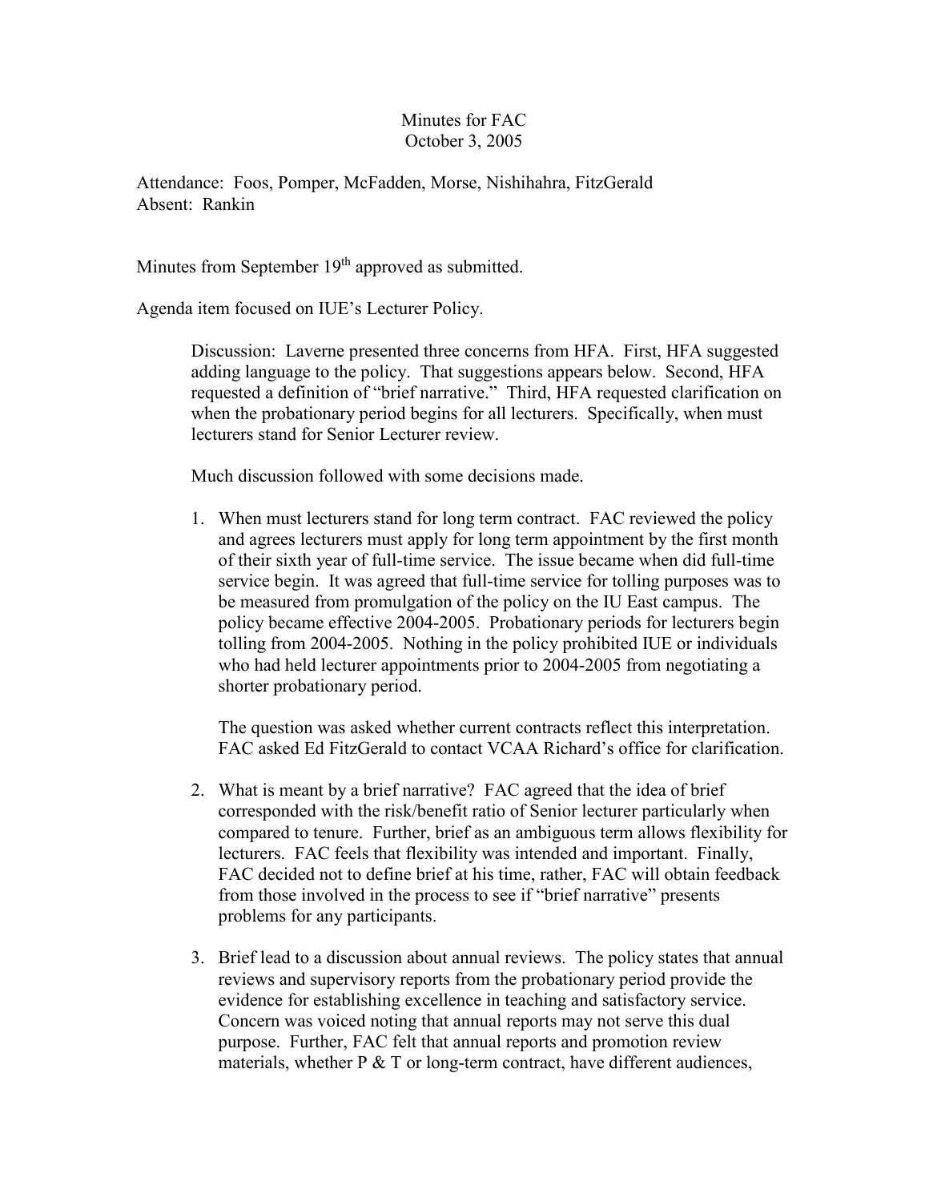# Minutes for FAC
## October 3, 2005

Attendance: Foos, Pomper, McFadden, Morse, Nishihahra, FitzGerald
Absent: Rankin

Minutes from September 19th approved as submitted.

Agenda item focused on IUE's Lecturer Policy.

> Discussion: Laverne presented three concerns from HFA. First, HFA suggested adding language to the policy. That suggestions appears below. Second, HFA requested a definition of "brief narrative." Third, HFA requested clarification on when the probationary period begins for all lecturers. Specifically, when must lecturers stand for Senior Lecturer review.
>
> Much discussion followed with some decisions made.

1. When must lecturers stand for long term contract. FAC reviewed the policy and agrees lecturers must apply for long term appointment by the first month of their sixth year of full-time service. The issue became when did full-time service begin. It was agreed that full-time service for tolling purposes was to be measured from promulgation of the policy on the IU East campus. The policy became effective 2004-2005. Probationary periods for lecturers begin tolling from 2004-2005. Nothing in the policy prohibited IUE or individuals who had held lecturer appointments prior to 2004-2005 from negotiating a shorter probationary period.

   The question was asked whether current contracts reflect this interpretation. FAC asked Ed FitzGerald to contact VCAA Richard's office for clarification.

2. What is meant by a brief narrative? FAC agreed that the idea of brief corresponded with the risk/benefit ratio of Senior lecturer particularly when compared to tenure. Further, brief as an ambiguous term allows flexibility for lecturers. FAC feels that flexibility was intended and important. Finally, FAC decided not to define brief at his time, rather, FAC will obtain feedback from those involved in the process to see if "brief narrative" presents problems for any participants.

3. Brief lead to a discussion about annual reviews. The policy states that annual reviews and supervisory reports from the probationary period provide the evidence for establishing excellence in teaching and satisfactory service. Concern was voiced noting that annual reports may not serve this dual purpose. Further, FAC felt that annual reports and promotion review materials, whether P & T or long-term contract, have different audiences,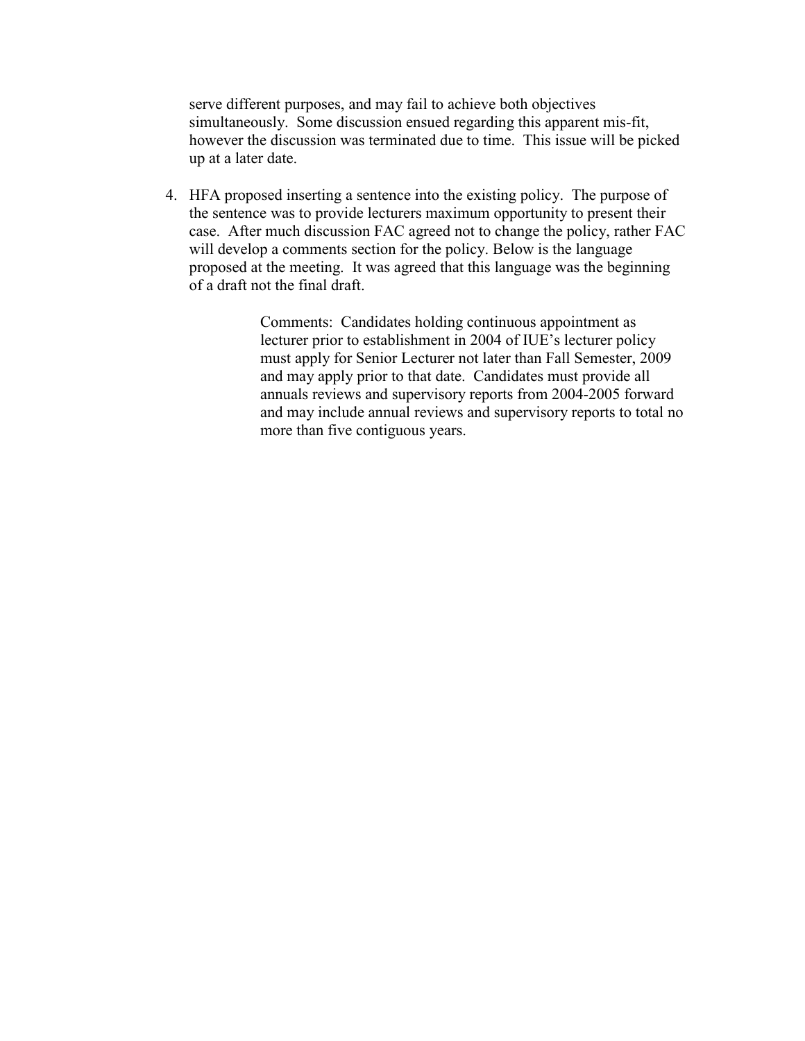serve different purposes, and may fail to achieve both objectives simultaneously. Some discussion ensued regarding this apparent mis-fit, however the discussion was terminated due to time. This issue will be picked up at a later date.

4. HFA proposed inserting a sentence into the existing policy. The purpose of the sentence was to provide lecturers maximum opportunity to present their case. After much discussion FAC agreed not to change the policy, rather FAC will develop a comments section for the policy. Below is the language proposed at the meeting. It was agreed that this language was the beginning of a draft not the final draft.

   > Comments: Candidates holding continuous appointment as lecturer prior to establishment in 2004 of IUE's lecturer policy must apply for Senior Lecturer not later than Fall Semester, 2009 and may apply prior to that date. Candidates must provide all annuals reviews and supervisory reports from 2004-2005 forward and may include annual reviews and supervisory reports to total no more than five contiguous years.